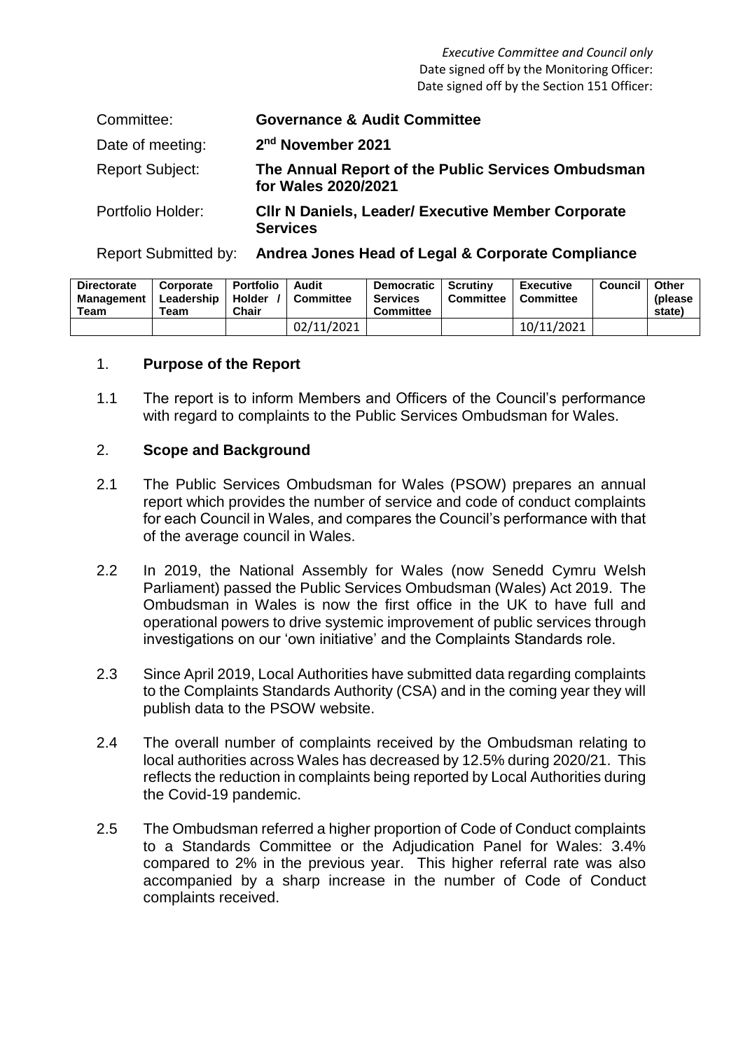*Executive Committee and Council only*
Date signed off by the Monitoring Officer:
Date signed off by the Section 151 Officer:

| | |
|---|---|
| Committee: | **Governance & Audit Committee** |
| Date of meeting: | **2nd November 2021** |
| Report Subject: | **The Annual Report of the Public Services Ombudsman for Wales 2020/2021** |
| Portfolio Holder: | **Cllr N Daniels, Leader/ Executive Member Corporate Services** |
| Report Submitted by: | **Andrea Jones Head of Legal & Corporate Compliance** |

| Directorate Management Team | Corporate Leadership Team | Portfolio Holder / Chair | Audit Committee | Democratic Services Committee | Scrutiny Committee | Executive Committee | Council | Other (please state) |
|---|---|---|---|---|---|---|---|---|
| | | | 02/11/2021 | | | 10/11/2021 | | |

## 1. Purpose of the Report

1.1 The report is to inform Members and Officers of the Council's performance with regard to complaints to the Public Services Ombudsman for Wales.

## 2. Scope and Background

2.1 The Public Services Ombudsman for Wales (PSOW) prepares an annual report which provides the number of service and code of conduct complaints for each Council in Wales, and compares the Council's performance with that of the average council in Wales.

2.2 In 2019, the National Assembly for Wales (now Senedd Cymru Welsh Parliament) passed the Public Services Ombudsman (Wales) Act 2019. The Ombudsman in Wales is now the first office in the UK to have full and operational powers to drive systemic improvement of public services through investigations on our 'own initiative' and the Complaints Standards role.

2.3 Since April 2019, Local Authorities have submitted data regarding complaints to the Complaints Standards Authority (CSA) and in the coming year they will publish data to the PSOW website.

2.4 The overall number of complaints received by the Ombudsman relating to local authorities across Wales has decreased by 12.5% during 2020/21. This reflects the reduction in complaints being reported by Local Authorities during the Covid-19 pandemic.

2.5 The Ombudsman referred a higher proportion of Code of Conduct complaints to a Standards Committee or the Adjudication Panel for Wales: 3.4% compared to 2% in the previous year. This higher referral rate was also accompanied by a sharp increase in the number of Code of Conduct complaints received.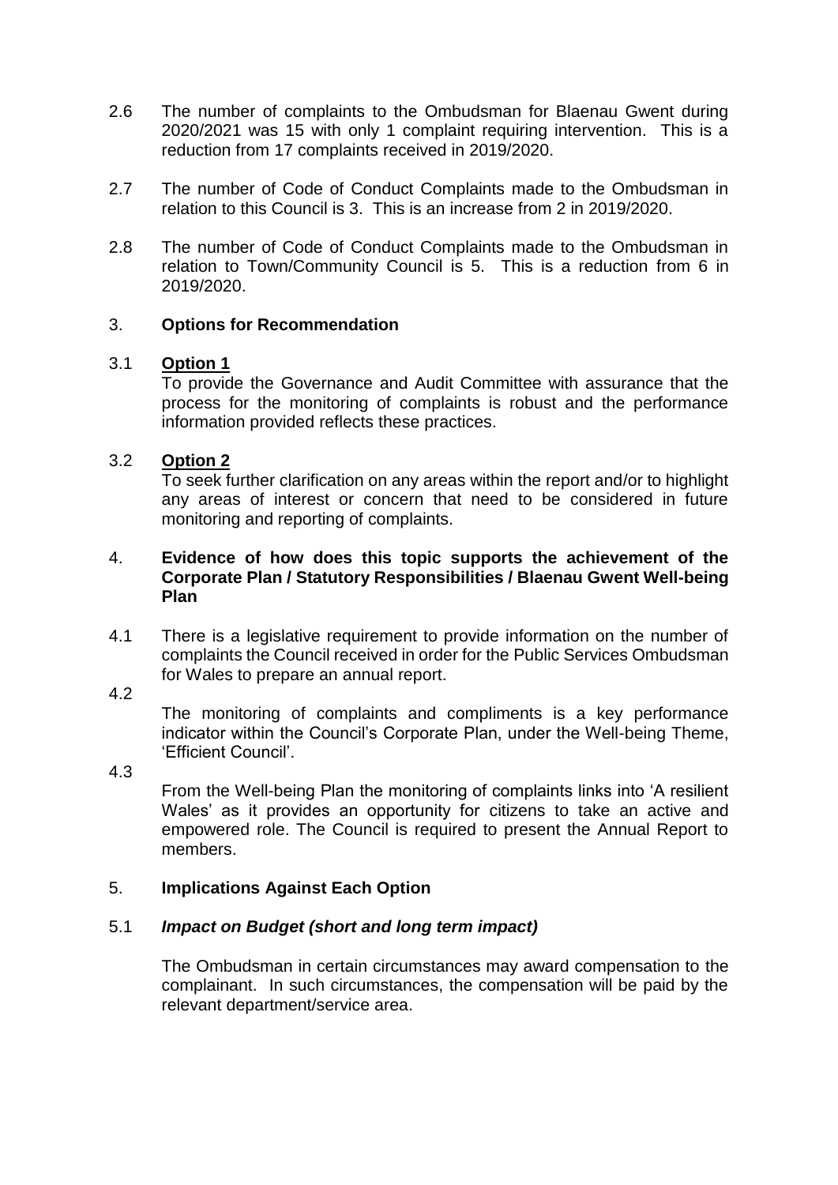2.6 The number of complaints to the Ombudsman for Blaenau Gwent during 2020/2021 was 15 with only 1 complaint requiring intervention. This is a reduction from 17 complaints received in 2019/2020.

2.7 The number of Code of Conduct Complaints made to the Ombudsman in relation to this Council is 3. This is an increase from 2 in 2019/2020.

2.8 The number of Code of Conduct Complaints made to the Ombudsman in relation to Town/Community Council is 5. This is a reduction from 6 in 2019/2020.

3. **Options for Recommendation**

3.1 **Option 1**

To provide the Governance and Audit Committee with assurance that the process for the monitoring of complaints is robust and the performance information provided reflects these practices.

3.2 **Option 2**

To seek further clarification on any areas within the report and/or to highlight any areas of interest or concern that need to be considered in future monitoring and reporting of complaints.

4. **Evidence of how does this topic supports the achievement of the Corporate Plan / Statutory Responsibilities / Blaenau Gwent Well-being Plan**

4.1 There is a legislative requirement to provide information on the number of complaints the Council received in order for the Public Services Ombudsman for Wales to prepare an annual report.

4.2 The monitoring of complaints and compliments is a key performance indicator within the Council's Corporate Plan, under the Well-being Theme, 'Efficient Council'.

4.3 From the Well-being Plan the monitoring of complaints links into 'A resilient Wales' as it provides an opportunity for citizens to take an active and empowered role. The Council is required to present the Annual Report to members.

5. **Implications Against Each Option**

5.1 ***Impact on Budget (short and long term impact)***

The Ombudsman in certain circumstances may award compensation to the complainant. In such circumstances, the compensation will be paid by the relevant department/service area.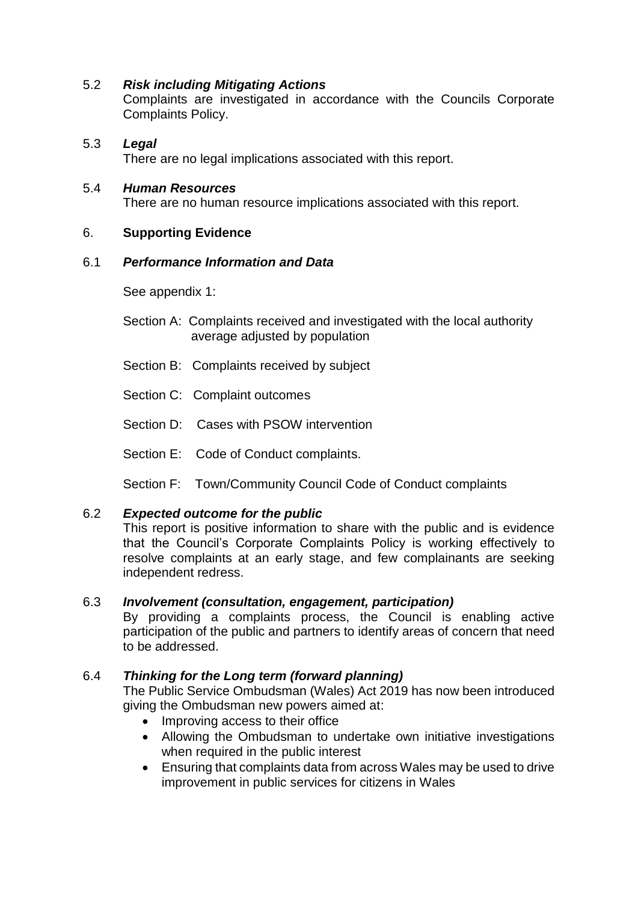### 5.2 *Risk including Mitigating Actions*

Complaints are investigated in accordance with the Councils Corporate Complaints Policy.

### 5.3 *Legal*

There are no legal implications associated with this report.

### 5.4 *Human Resources*

There are no human resource implications associated with this report.

## 6. **Supporting Evidence**

### 6.1 *Performance Information and Data*

See appendix 1:

Section A: Complaints received and investigated with the local authority average adjusted by population

Section B: Complaints received by subject

Section C: Complaint outcomes

Section D: Cases with PSOW intervention

Section E: Code of Conduct complaints.

Section F: Town/Community Council Code of Conduct complaints

### 6.2 *Expected outcome for the public*

This report is positive information to share with the public and is evidence that the Council's Corporate Complaints Policy is working effectively to resolve complaints at an early stage, and few complainants are seeking independent redress.

### 6.3 *Involvement (consultation, engagement, participation)*

By providing a complaints process, the Council is enabling active participation of the public and partners to identify areas of concern that need to be addressed.

### 6.4 *Thinking for the Long term (forward planning)*

The Public Service Ombudsman (Wales) Act 2019 has now been introduced giving the Ombudsman new powers aimed at:

- Improving access to their office
- Allowing the Ombudsman to undertake own initiative investigations when required in the public interest
- Ensuring that complaints data from across Wales may be used to drive improvement in public services for citizens in Wales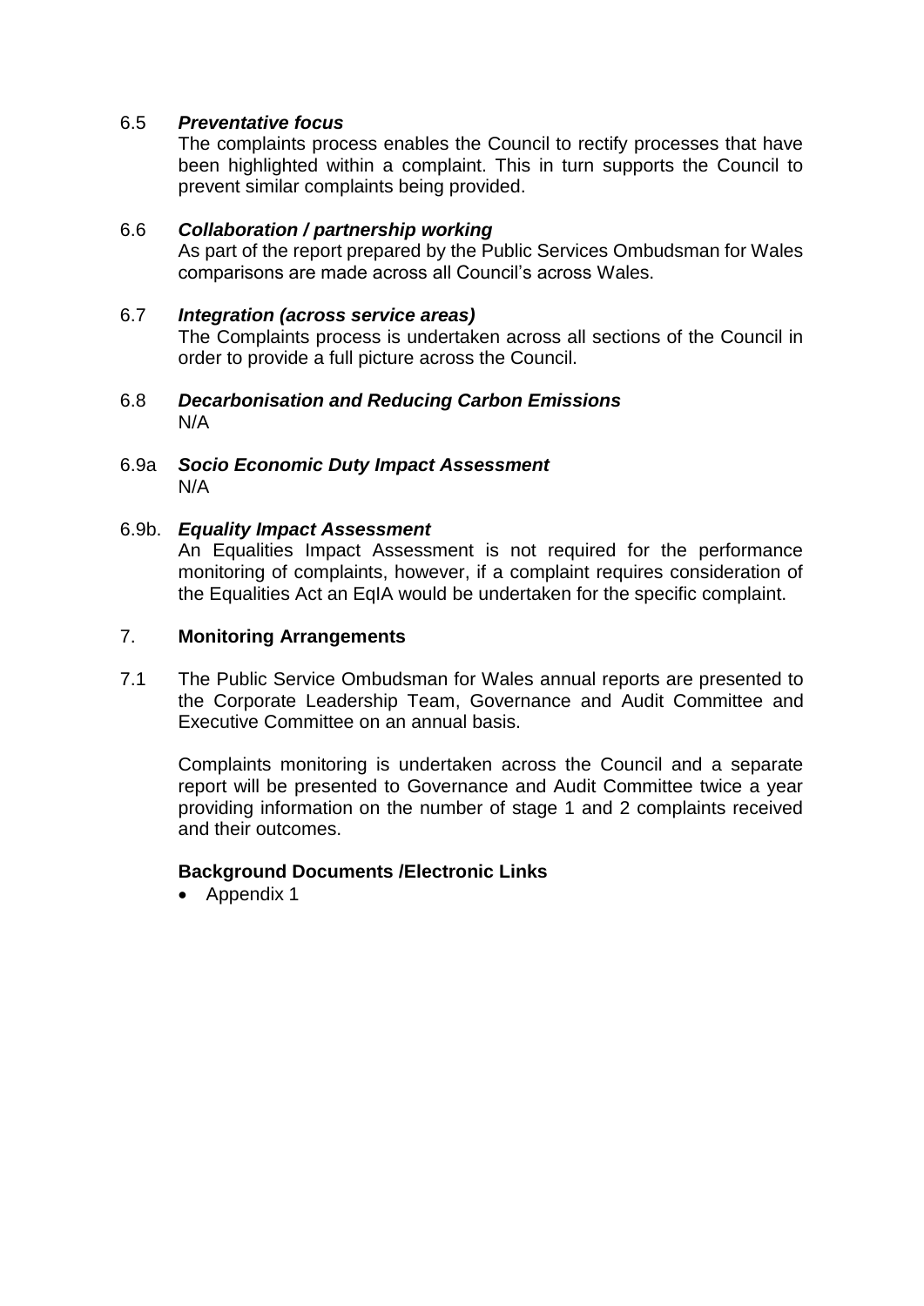6.5 ***Preventative focus***

The complaints process enables the Council to rectify processes that have been highlighted within a complaint. This in turn supports the Council to prevent similar complaints being provided.

6.6 ***Collaboration / partnership working***

As part of the report prepared by the Public Services Ombudsman for Wales comparisons are made across all Council's across Wales.

6.7 ***Integration (across service areas)***

The Complaints process is undertaken across all sections of the Council in order to provide a full picture across the Council.

6.8 ***Decarbonisation and Reducing Carbon Emissions***

N/A

6.9a ***Socio Economic Duty Impact Assessment***

N/A

6.9b. ***Equality Impact Assessment***

An Equalities Impact Assessment is not required for the performance monitoring of complaints, however, if a complaint requires consideration of the Equalities Act an EqIA would be undertaken for the specific complaint.

## 7. **Monitoring Arrangements**

7.1 The Public Service Ombudsman for Wales annual reports are presented to the Corporate Leadership Team, Governance and Audit Committee and Executive Committee on an annual basis.

Complaints monitoring is undertaken across the Council and a separate report will be presented to Governance and Audit Committee twice a year providing information on the number of stage 1 and 2 complaints received and their outcomes.

**Background Documents /Electronic Links**

- Appendix 1